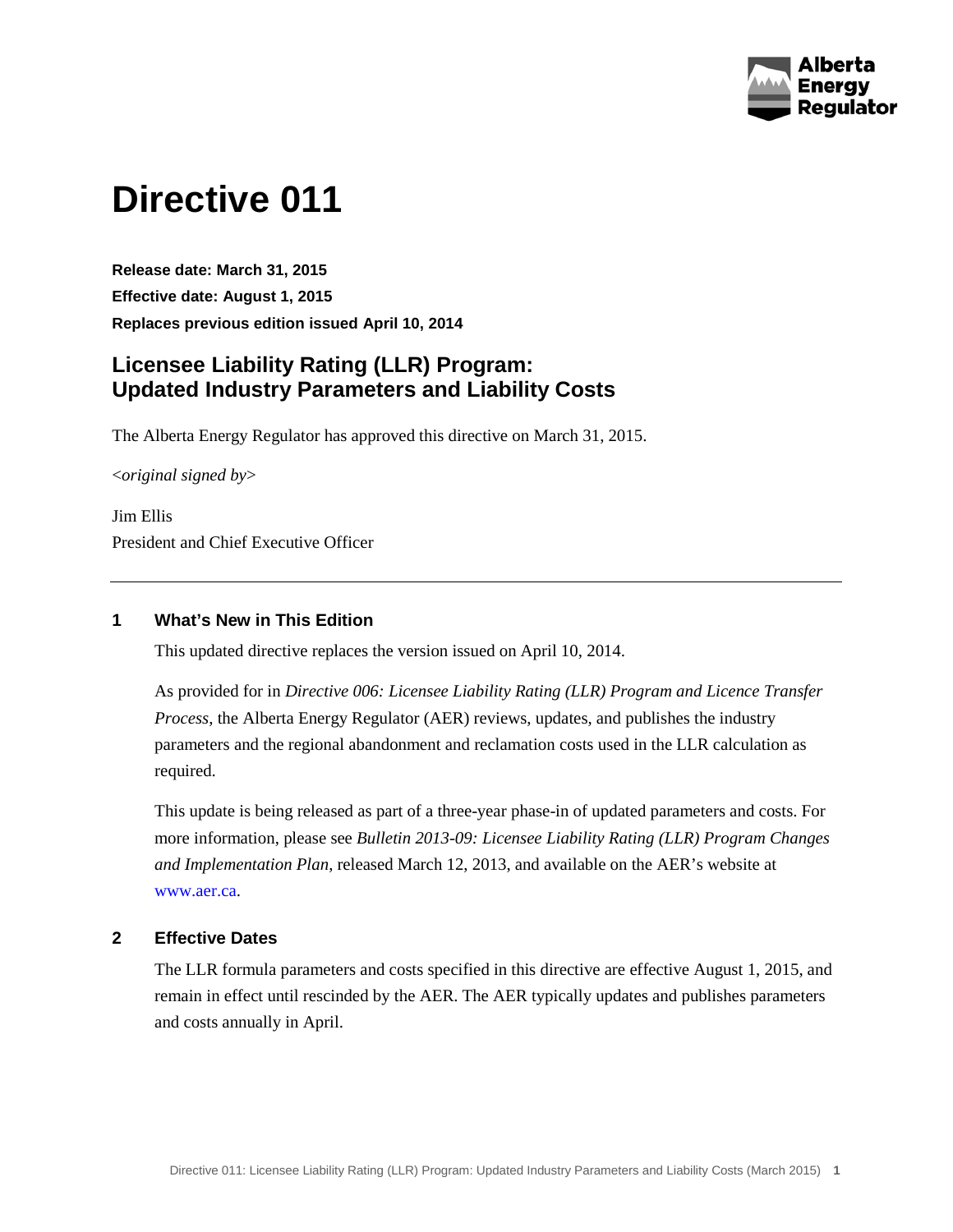# Directive 011

**Release date: March 31, 2015**

**Effective date: August 1, 2015**

**Replaces previous edition issued April 10, 2014**

## Licensee Liability Rating (LLR) Program: Updated Industry Parameters and Liability Costs

The Alberta Energy Regulator has approved this directive on March 31, 2015.

<*original signed by*>

Jim Ellis
President and Chief Executive Officer

---

### 1 What's New in This Edition

This updated directive replaces the version issued on April 10, 2014.

As provided for in *Directive 006: Licensee Liability Rating (LLR) Program and Licence Transfer Process*, the Alberta Energy Regulator (AER) reviews, updates, and publishes the industry parameters and the regional abandonment and reclamation costs used in the LLR calculation as required.

This update is being released as part of a three-year phase-in of updated parameters and costs. For more information, please see *Bulletin 2013-09: Licensee Liability Rating (LLR) Program Changes and Implementation Plan*, released March 12, 2013, and available on the AER's website at www.aer.ca.

### 2 Effective Dates

The LLR formula parameters and costs specified in this directive are effective August 1, 2015, and remain in effect until rescinded by the AER. The AER typically updates and publishes parameters and costs annually in April.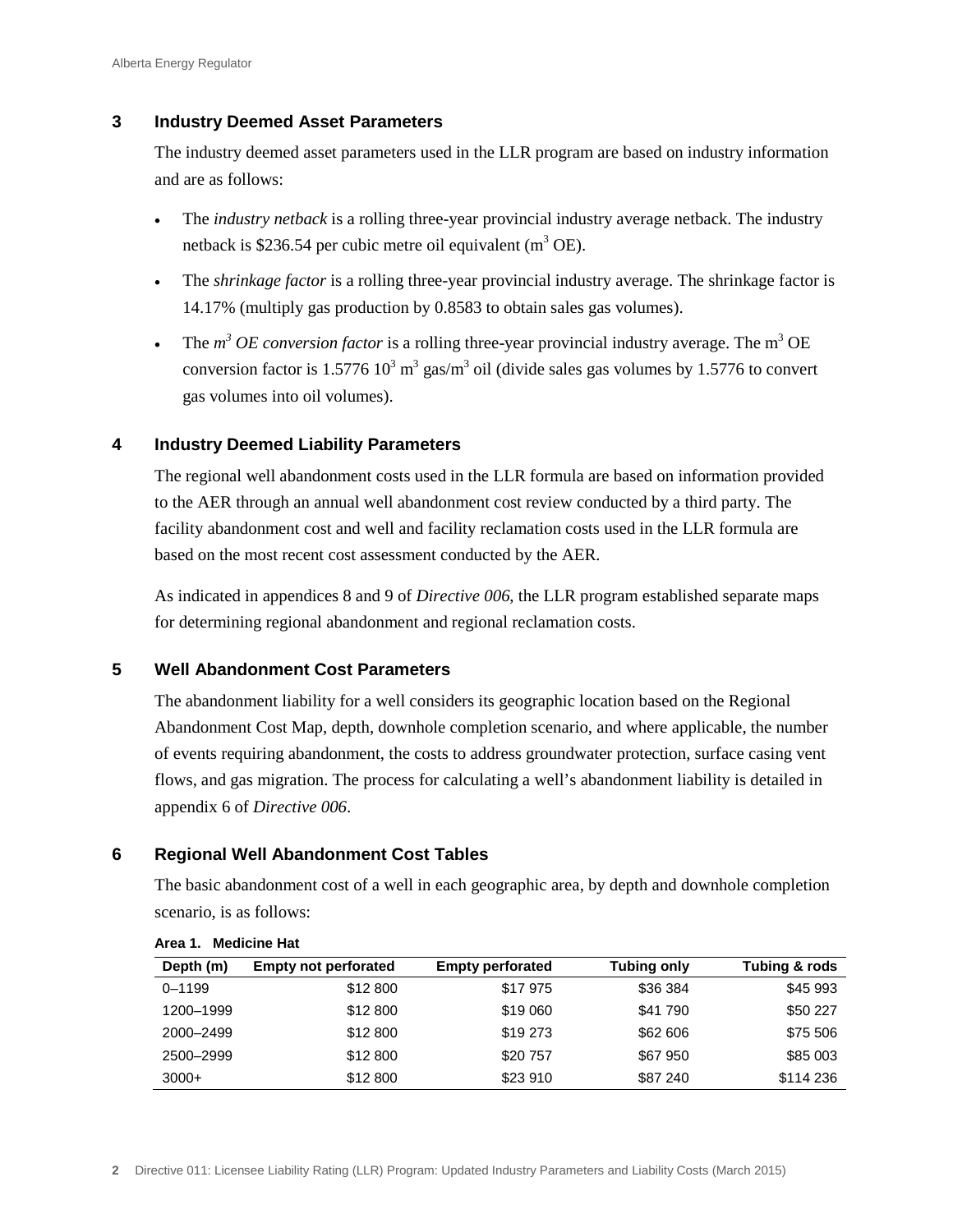## 3 Industry Deemed Asset Parameters

The industry deemed asset parameters used in the LLR program are based on industry information and are as follows:

- The *industry netback* is a rolling three-year provincial industry average netback. The industry netback is $236.54 per cubic metre oil equivalent ($m^3$ OE).
- The *shrinkage factor* is a rolling three-year provincial industry average. The shrinkage factor is 14.17% (multiply gas production by 0.8583 to obtain sales gas volumes).
- The *$m^3$ OE conversion factor* is a rolling three-year provincial industry average. The $m^3$ OE conversion factor is 1.5776 $10^3$ $m^3$ gas/$m^3$ oil (divide sales gas volumes by 1.5776 to convert gas volumes into oil volumes).

## 4 Industry Deemed Liability Parameters

The regional well abandonment costs used in the LLR formula are based on information provided to the AER through an annual well abandonment cost review conducted by a third party. The facility abandonment cost and well and facility reclamation costs used in the LLR formula are based on the most recent cost assessment conducted by the AER.

As indicated in appendices 8 and 9 of *Directive 006*, the LLR program established separate maps for determining regional abandonment and regional reclamation costs.

## 5 Well Abandonment Cost Parameters

The abandonment liability for a well considers its geographic location based on the Regional Abandonment Cost Map, depth, downhole completion scenario, and where applicable, the number of events requiring abandonment, the costs to address groundwater protection, surface casing vent flows, and gas migration. The process for calculating a well's abandonment liability is detailed in appendix 6 of *Directive 006*.

## 6 Regional Well Abandonment Cost Tables

The basic abandonment cost of a well in each geographic area, by depth and downhole completion scenario, is as follows:

**Area 1. Medicine Hat**

| Depth (m) | Empty not perforated | Empty perforated | Tubing only | Tubing & rods |
|---|---|---|---|---|
| 0–1199 | $12 800 | $17 975 | $36 384 | $45 993 |
| 1200–1999 | $12 800 | $19 060 | $41 790 | $50 227 |
| 2000–2499 | $12 800 | $19 273 | $62 606 | $75 506 |
| 2500–2999 | $12 800 | $20 757 | $67 950 | $85 003 |
| 3000+ | $12 800 | $23 910 | $87 240 | $114 236 |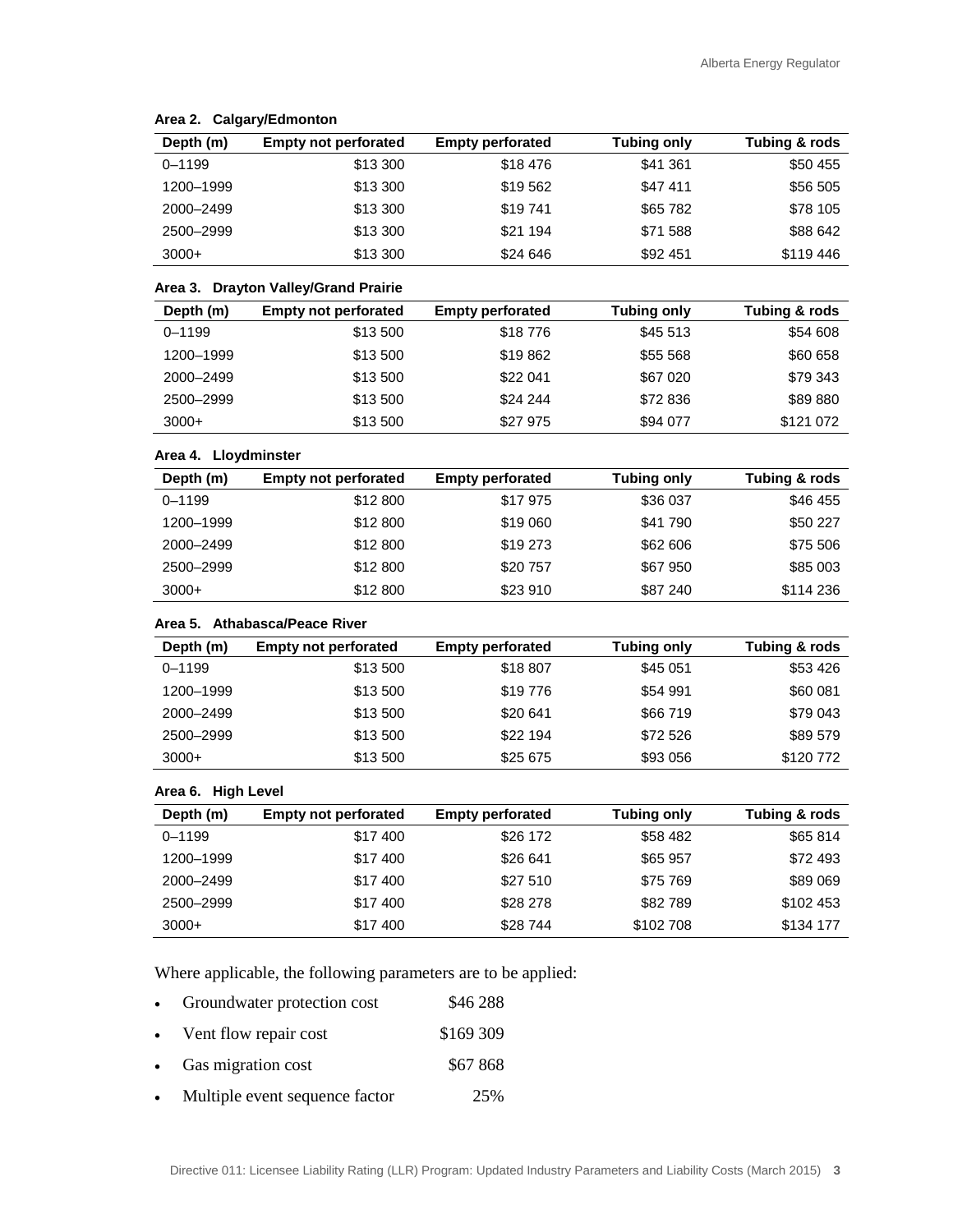**Area 2. Calgary/Edmonton**

| Depth (m) | Empty not perforated | Empty perforated | Tubing only | Tubing & rods |
|---|---|---|---|---|
| 0–1199 | $13 300 | $18 476 | $41 361 | $50 455 |
| 1200–1999 | $13 300 | $19 562 | $47 411 | $56 505 |
| 2000–2499 | $13 300 | $19 741 | $65 782 | $78 105 |
| 2500–2999 | $13 300 | $21 194 | $71 588 | $88 642 |
| 3000+ | $13 300 | $24 646 | $92 451 | $119 446 |

**Area 3. Drayton Valley/Grand Prairie**

| Depth (m) | Empty not perforated | Empty perforated | Tubing only | Tubing & rods |
|---|---|---|---|---|
| 0–1199 | $13 500 | $18 776 | $45 513 | $54 608 |
| 1200–1999 | $13 500 | $19 862 | $55 568 | $60 658 |
| 2000–2499 | $13 500 | $22 041 | $67 020 | $79 343 |
| 2500–2999 | $13 500 | $24 244 | $72 836 | $89 880 |
| 3000+ | $13 500 | $27 975 | $94 077 | $121 072 |

**Area 4. Lloydminster**

| Depth (m) | Empty not perforated | Empty perforated | Tubing only | Tubing & rods |
|---|---|---|---|---|
| 0–1199 | $12 800 | $17 975 | $36 037 | $46 455 |
| 1200–1999 | $12 800 | $19 060 | $41 790 | $50 227 |
| 2000–2499 | $12 800 | $19 273 | $62 606 | $75 506 |
| 2500–2999 | $12 800 | $20 757 | $67 950 | $85 003 |
| 3000+ | $12 800 | $23 910 | $87 240 | $114 236 |

**Area 5. Athabasca/Peace River**

| Depth (m) | Empty not perforated | Empty perforated | Tubing only | Tubing & rods |
|---|---|---|---|---|
| 0–1199 | $13 500 | $18 807 | $45 051 | $53 426 |
| 1200–1999 | $13 500 | $19 776 | $54 991 | $60 081 |
| 2000–2499 | $13 500 | $20 641 | $66 719 | $79 043 |
| 2500–2999 | $13 500 | $22 194 | $72 526 | $89 579 |
| 3000+ | $13 500 | $25 675 | $93 056 | $120 772 |

**Area 6. High Level**

| Depth (m) | Empty not perforated | Empty perforated | Tubing only | Tubing & rods |
|---|---|---|---|---|
| 0–1199 | $17 400 | $26 172 | $58 482 | $65 814 |
| 1200–1999 | $17 400 | $26 641 | $65 957 | $72 493 |
| 2000–2499 | $17 400 | $27 510 | $75 769 | $89 069 |
| 2500–2999 | $17 400 | $28 278 | $82 789 | $102 453 |
| 3000+ | $17 400 | $28 744 | $102 708 | $134 177 |

Where applicable, the following parameters are to be applied:

- Groundwater protection cost $46 288
- Vent flow repair cost $169 309
- Gas migration cost $67 868
- Multiple event sequence factor 25%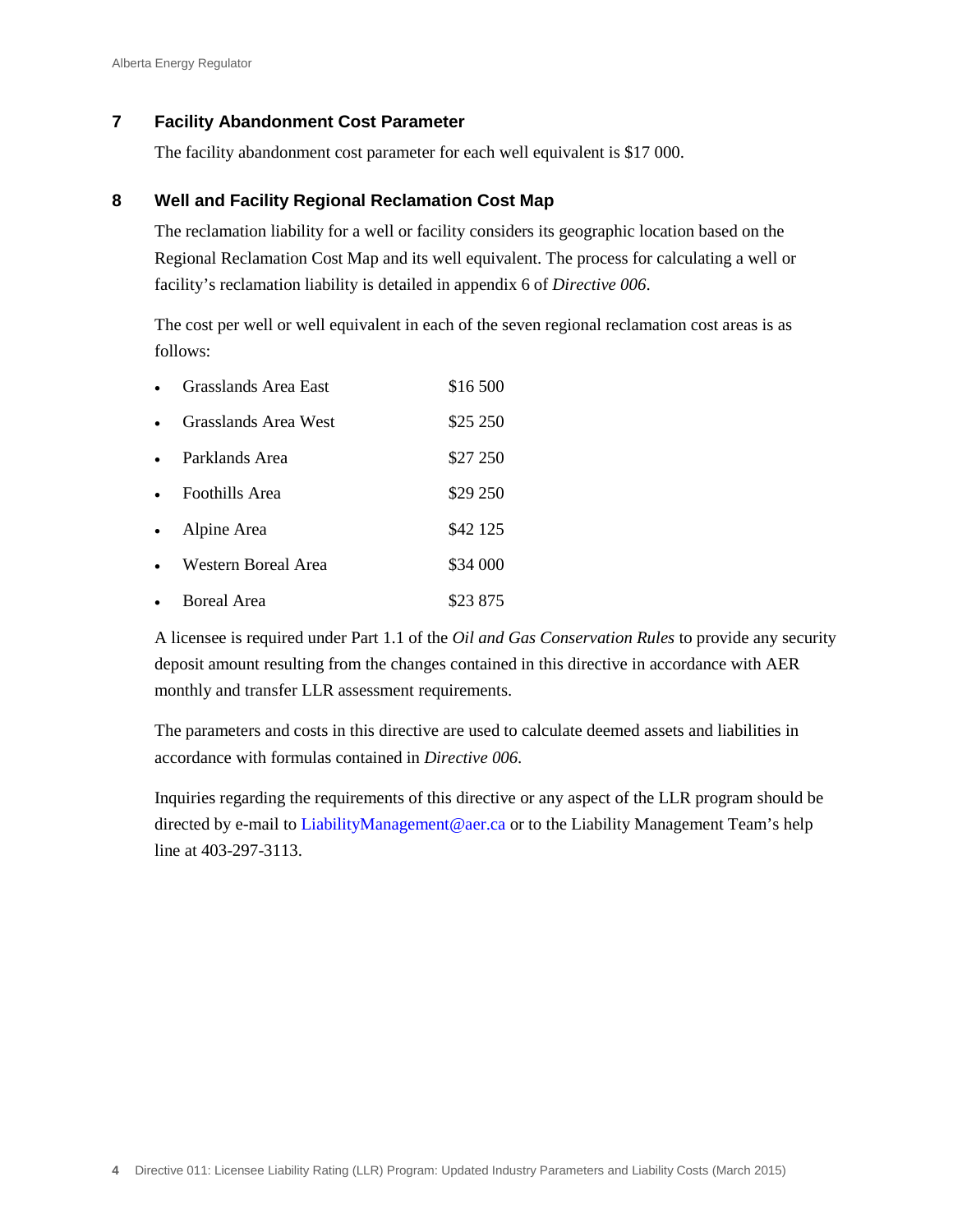## 7 Facility Abandonment Cost Parameter

The facility abandonment cost parameter for each well equivalent is $17 000.

## 8 Well and Facility Regional Reclamation Cost Map

The reclamation liability for a well or facility considers its geographic location based on the Regional Reclamation Cost Map and its well equivalent. The process for calculating a well or facility's reclamation liability is detailed in appendix 6 of *Directive 006*.

The cost per well or well equivalent in each of the seven regional reclamation cost areas is as follows:

- Grasslands Area East $16 500
- Grasslands Area West $25 250
- Parklands Area $27 250
- Foothills Area $29 250
- Alpine Area $42 125
- Western Boreal Area $34 000
- Boreal Area $23 875

A licensee is required under Part 1.1 of the *Oil and Gas Conservation Rules* to provide any security deposit amount resulting from the changes contained in this directive in accordance with AER monthly and transfer LLR assessment requirements.

The parameters and costs in this directive are used to calculate deemed assets and liabilities in accordance with formulas contained in *Directive 006*.

Inquiries regarding the requirements of this directive or any aspect of the LLR program should be directed by e-mail to LiabilityManagement@aer.ca or to the Liability Management Team's help line at 403-297-3113.